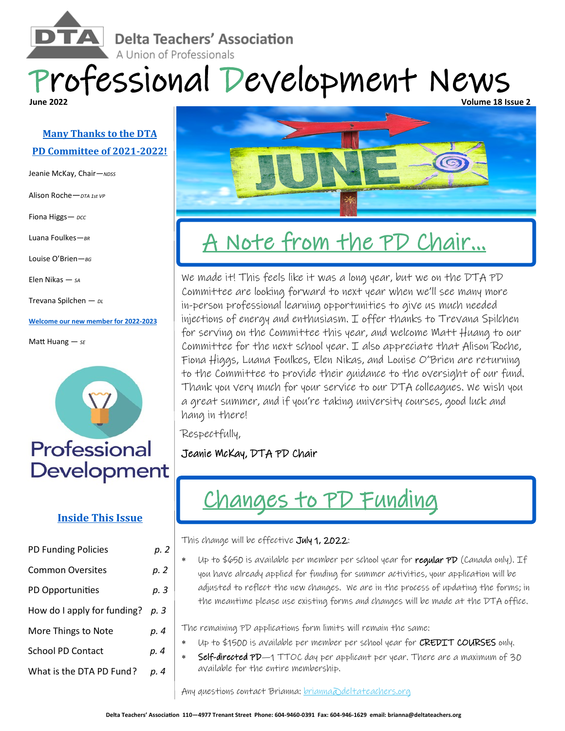Delta Teachers' Association

A Union of Professionals

# Professional Development News

**June 2022** **Volume 18 Issue 2**

## Many Thanks to the DTA PD Committee of 2021-2022!

Jeanie McKay, Chair—*NDSS*

Alison Roche—*DTA 1st VP*

Fiona Higgs— *DCC*

Luana Foulkes—*BR*

Louise O'Brien—*BG*

Elen Nikas — *SA*

Trevana Spilchen — *DL*

**Welcome our new member for 2022-2023**

Matt Huang — *SE*

Professional Development

## Inside This Issue

| | |
|---|---|
| PD Funding Policies | p. 2 |
| Common Oversites | p. 2 |
| PD Opportunities | p. 3 |
| How do I apply for funding? | p. 3 |
| More Things to Note | p. 4 |
| School PD Contact | p. 4 |
| What is the DTA PD Fund? | p. 4 |

## A Note from the PD Chair…

We made it! This feels like it was a long year, but we on the DTA PD Committee are looking forward to next year when we'll see many more in-person professional learning opportunities to give us much needed injections of energy and enthusiasm. I offer thanks to Trevana Spilchen for serving on the Committee this year, and welcome Matt Huang to our Committee for the next school year. I also appreciate that Alison Roche, Fiona Higgs, Luana Foulkes, Elen Nikas, and Louise O'Brien are returning to the Committee to provide their guidance to the oversight of our fund. Thank you very much for your service to our DTA colleagues. We wish you a great summer, and if you're taking university courses, good luck and hang in there!

Respectfully,

Jeanie McKay, DTA PD Chair

## Changes to PD Funding

This change will be effective **July 1, 2022**:

* Up to $650 is available per member per school year for **regular PD** (Canada only). If you have already applied for funding for summer activities, your application will be adjusted to reflect the new changes. We are in the process of updating the forms; in the meantime please use existing forms and changes will be made at the DTA office.

The remaining PD applications form limits will remain the same:

* Up to $1500 is available per member per school year for **CREDIT COURSES** only.
* **Self-directed PD**—1 TTOC day per applicant per year. There are a maximum of 30 available for the entire membership.

Any questions contact Brianna: brianna@deltateachers.org

**Delta Teachers' Association 110—4977 Trenant Street Phone: 604-9460-0391 Fax: 604-946-1629 email: brianna@deltateachers.org**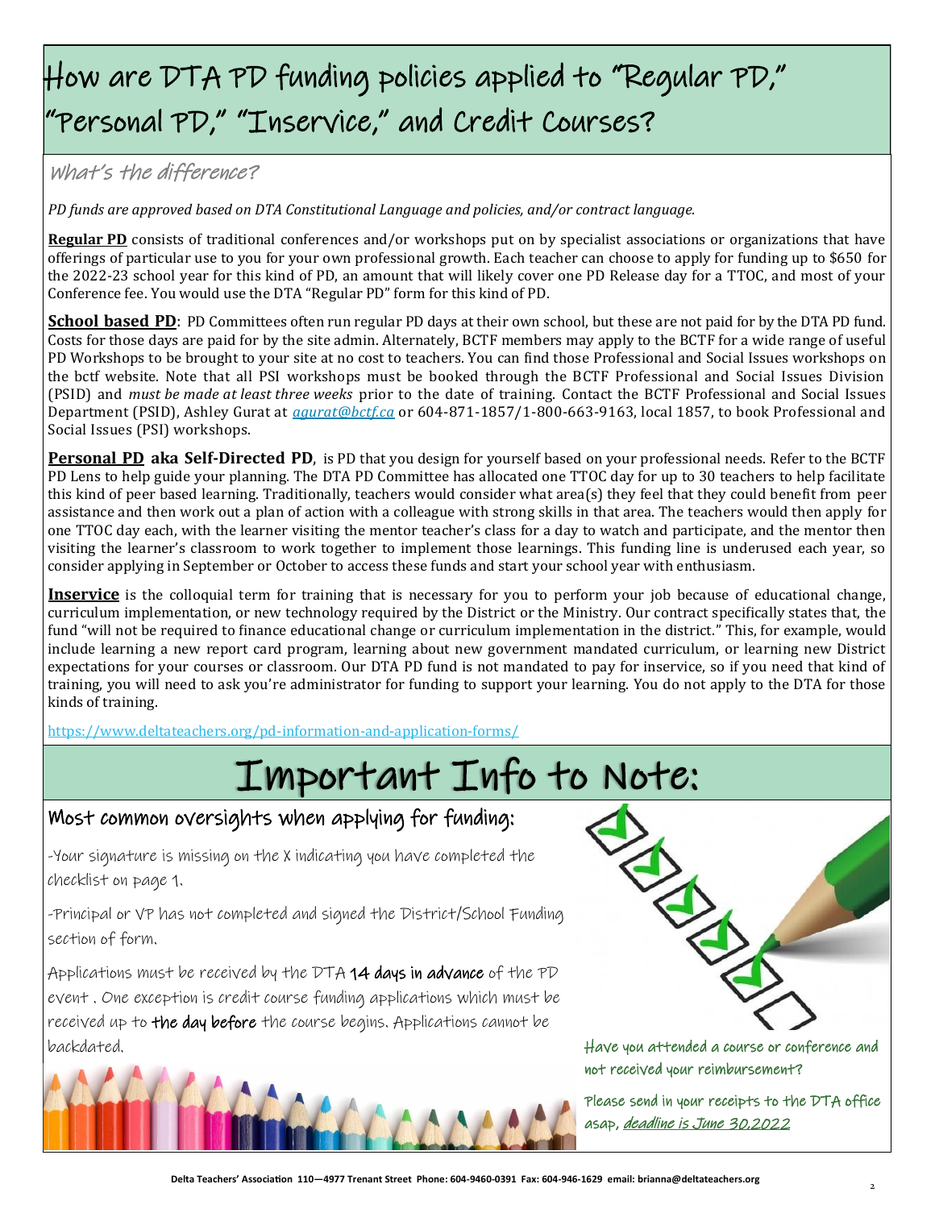# How are DTA PD funding policies applied to "Regular PD," "Personal PD," "Inservice," and Credit Courses?

## What's the difference?

*PD funds are approved based on DTA Constitutional Language and policies, and/or contract language.*

**Regular PD** consists of traditional conferences and/or workshops put on by specialist associations or organizations that have offerings of particular use to you for your own professional growth. Each teacher can choose to apply for funding up to $650 for the 2022-23 school year for this kind of PD, an amount that will likely cover one PD Release day for a TTOC, and most of your Conference fee. You would use the DTA "Regular PD" form for this kind of PD.

**School based PD**: PD Committees often run regular PD days at their own school, but these are not paid for by the DTA PD fund. Costs for those days are paid for by the site admin. Alternately, BCTF members may apply to the BCTF for a wide range of useful PD Workshops to be brought to your site at no cost to teachers. You can find those Professional and Social Issues workshops on the bctf website. Note that all PSI workshops must be booked through the BCTF Professional and Social Issues Division (PSID) and *must be made at least three weeks* prior to the date of training. Contact the BCTF Professional and Social Issues Department (PSID), Ashley Gurat at *agurat@bctf.ca* or 604-871-1857/1-800-663-9163, local 1857, to book Professional and Social Issues (PSI) workshops.

**Personal PD aka Self-Directed PD**, is PD that you design for yourself based on your professional needs. Refer to the BCTF PD Lens to help guide your planning. The DTA PD Committee has allocated one TTOC day for up to 30 teachers to help facilitate this kind of peer based learning. Traditionally, teachers would consider what area(s) they feel that they could benefit from peer assistance and then work out a plan of action with a colleague with strong skills in that area. The teachers would then apply for one TTOC day each, with the learner visiting the mentor teacher's class for a day to watch and participate, and the mentor then visiting the learner's classroom to work together to implement those learnings. This funding line is underused each year, so consider applying in September or October to access these funds and start your school year with enthusiasm.

**Inservice** is the colloquial term for training that is necessary for you to perform your job because of educational change, curriculum implementation, or new technology required by the District or the Ministry. Our contract specifically states that, the fund "will not be required to finance educational change or curriculum implementation in the district." This, for example, would include learning a new report card program, learning about new government mandated curriculum, or learning new District expectations for your courses or classroom. Our DTA PD fund is not mandated to pay for inservice, so if you need that kind of training, you will need to ask you're administrator for funding to support your learning. You do not apply to the DTA for those kinds of training.

https://www.deltateachers.org/pd-information-and-application-forms/

# Important Info to Note:

## Most common oversights when applying for funding:

-Your signature is missing on the X indicating you have completed the checklist on page 1.

-Principal or VP has not completed and signed the District/School Funding section of form.

Applications must be received by the DTA **14 days in advance** of the PD event . One exception is credit course funding applications which must be received up to **the day before** the course begins. Applications cannot be backdated.

Have you attended a course or conference and not received your reimbursement?

Please send in your receipts to the DTA office asap, *deadline is June 30,2022*

Delta Teachers' Association 110—4977 Trenant Street Phone: 604-9460-0391 Fax: 604-946-1629 email: brianna@deltateachers.org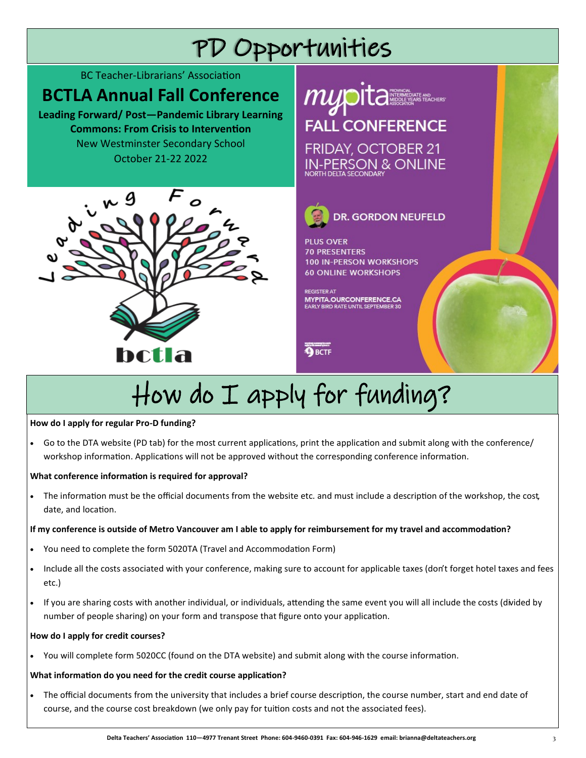# PD Opportunities

BC Teacher-Librarians' Association

## BCTLA Annual Fall Conference

**Leading Forward/ Post—Pandemic Library Learning Commons: From Crisis to Intervention**

New Westminster Secondary School

October 21-22 2022

Leading Forward

bctla

mypita PROVINCIAL INTERMEDIATE AND MIDDLE YEARS TEACHERS' ASSOCIATION

FALL CONFERENCE

FRIDAY, OCTOBER 21

IN-PERSON & ONLINE

NORTH DELTA SECONDARY

DR. GORDON NEUFELD

PLUS OVER
70 PRESENTERS
100 IN-PERSON WORKSHOPS
60 ONLINE WORKSHOPS

REGISTER AT
MYPITA.OURCONFERENCE.CA
EARLY BIRD RATE UNTIL SEPTEMBER 30

BCTF

# How do I apply for funding?

**How do I apply for regular Pro-D funding?**

- Go to the DTA website (PD tab) for the most current applications, print the application and submit along with the conference/ workshop information. Applications will not be approved without the corresponding conference information.

**What conference information is required for approval?**

- The information must be the official documents from the website etc. and must include a description of the workshop, the cost, date, and location.

**If my conference is outside of Metro Vancouver am I able to apply for reimbursement for my travel and accommodation?**

- You need to complete the form 5020TA (Travel and Accommodation Form)
- Include all the costs associated with your conference, making sure to account for applicable taxes (don't forget hotel taxes and fees etc.)
- If you are sharing costs with another individual, or individuals, attending the same event you will all include the costs (divided by number of people sharing) on your form and transpose that figure onto your application.

**How do I apply for credit courses?**

- You will complete form 5020CC (found on the DTA website) and submit along with the course information.

**What information do you need for the credit course application?**

- The official documents from the university that includes a brief course description, the course number, start and end date of course, and the course cost breakdown (we only pay for tuition costs and not the associated fees).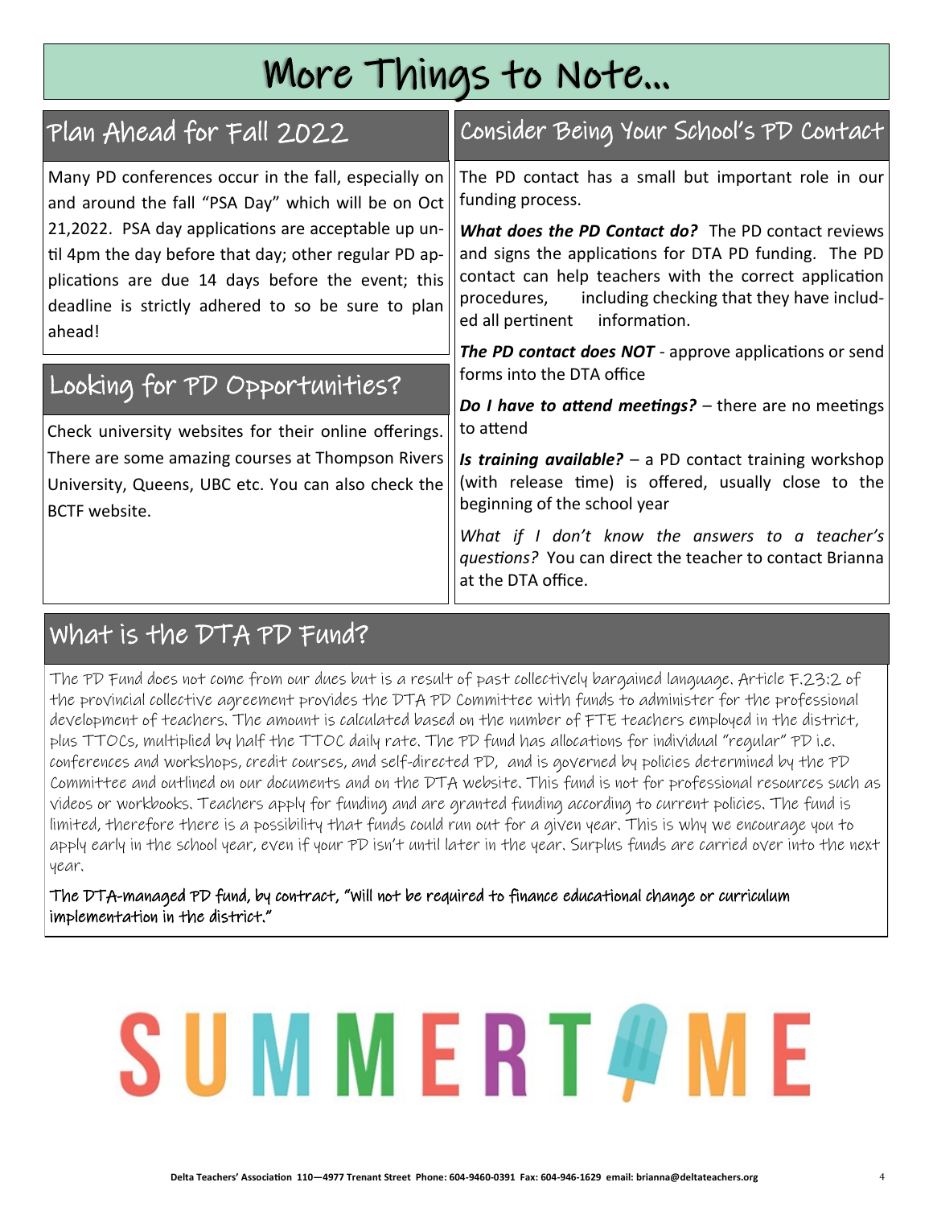# More Things to Note...

## Plan Ahead for Fall 2022

Many PD conferences occur in the fall, especially on and around the fall "PSA Day" which will be on Oct 21,2022. PSA day applications are acceptable up until 4pm the day before that day; other regular PD applications are due 14 days before the event; this deadline is strictly adhered to so be sure to plan ahead!

## Looking for PD Opportunities?

Check university websites for their online offerings. There are some amazing courses at Thompson Rivers University, Queens, UBC etc. You can also check the BCTF website.

## Consider Being Your School's PD Contact

The PD contact has a small but important role in our funding process.

***What does the PD Contact do?*** The PD contact reviews and signs the applications for DTA PD funding. The PD contact can help teachers with the correct application procedures, including checking that they have included all pertinent information.

***The PD contact does NOT*** - approve applications or send forms into the DTA office

***Do I have to attend meetings?*** – there are no meetings to attend

***Is training available?*** – a PD contact training workshop (with release time) is offered, usually close to the beginning of the school year

*What if I don't know the answers to a teacher's questions?* You can direct the teacher to contact Brianna at the DTA office.

## What is the DTA PD Fund?

The PD Fund does not come from our dues but is a result of past collectively bargained language. Article F.23:2 of the provincial collective agreement provides the DTA PD Committee with funds to administer for the professional development of teachers. The amount is calculated based on the number of FTE teachers employed in the district, plus TTOCs, multiplied by half the TTOC daily rate. The PD fund has allocations for individual "regular" PD i.e. conferences and workshops, credit courses, and self-directed PD, and is governed by policies determined by the PD Committee and outlined on our documents and on the DTA website. This fund is not for professional resources such as videos or workbooks. Teachers apply for funding and are granted funding according to current policies. The fund is limited, therefore there is a possibility that funds could run out for a given year. This is why we encourage you to apply early in the school year, even if your PD isn't until later in the year. Surplus funds are carried over into the next year.

**The DTA-managed PD fund, by contract, "will not be required to finance educational change or curriculum implementation in the district."**

SUMMERTIME

**Delta Teachers' Association 110—4977 Trenant Street Phone: 604-9460-0391 Fax: 604-946-1629 email: brianna@deltateachers.org**